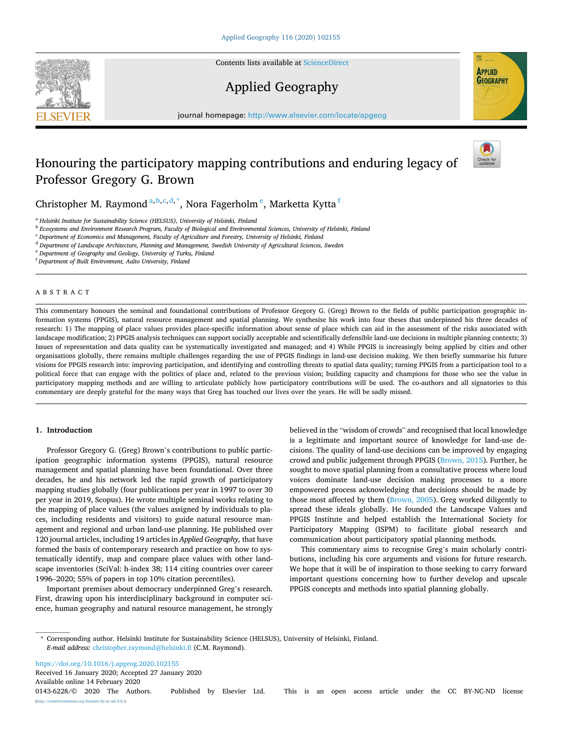# Honouring the participatory mapping contributions and enduring legacy of Professor Gregory G. Brown

Christopher M. Raymond [a,b,c,d,*], Nora Fagerholm [e], Marketta Kytta [f]

[a] Helsinki Institute for Sustainability Science (HELSUS), University of Helsinki, Finland
[b] Ecosystems and Environment Research Program, Faculty of Biological and Environmental Sciences, University of Helsinki, Finland
[c] Department of Economics and Management, Faculty of Agriculture and Forestry, University of Helsinki, Finland
[d] Department of Landscape Architecture, Planning and Management, Swedish University of Agricultural Sciences, Sweden
[e] Department of Geography and Geology, University of Turku, Finland
[f] Department of Built Environment, Aalto University, Finland

## ABSTRACT

This commentary honours the seminal and foundational contributions of Professor Gregory G. (Greg) Brown to the fields of public participation geographic information systems (PPGIS), natural resource management and spatial planning. We synthesise his work into four theses that underpinned his three decades of research: 1) The mapping of place values provides place-specific information about sense of place which can aid in the assessment of the risks associated with landscape modification; 2) PPGIS analysis techniques can support socially acceptable and scientifically defensible land-use decisions in multiple planning contexts; 3) Issues of representation and data quality can be systematically investigated and managed; and 4) While PPGIS is increasingly being applied by cities and other organisations globally, there remains multiple challenges regarding the use of PPGIS findings in land-use decision making. We then briefly summarise his future visions for PPGIS research into: improving participation, and identifying and controlling threats to spatial data quality; turning PPGIS from a participation tool to a political force that can engage with the politics of place and, related to the previous vision; building capacity and champions for those who see the value in participatory mapping methods and are willing to articulate publicly how participatory contributions will be used. The co-authors and all signatories to this commentary are deeply grateful for the many ways that Greg has touched our lives over the years. He will be sadly missed.

## 1. Introduction

Professor Gregory G. (Greg) Brown's contributions to public participation geographic information systems (PPGIS), natural resource management and spatial planning have been foundational. Over three decades, he and his network led the rapid growth of participatory mapping studies globally (four publications per year in 1997 to over 30 per year in 2019, Scopus). He wrote multiple seminal works relating to the mapping of place values (the values assigned by individuals to places, including residents and visitors) to guide natural resource management and regional and urban land-use planning. He published over 120 journal articles, including 19 articles in *Applied Geography,* that have formed the basis of contemporary research and practice on how to systematically identify, map and compare place values with other landscape inventories (SciVal: h-index 38; 114 citing countries over career 1996–2020; 55% of papers in top 10% citation percentiles).

Important premises about democracy underpinned Greg's research. First, drawing upon his interdisciplinary background in computer science, human geography and natural resource management, he strongly believed in the "wisdom of crowds" and recognised that local knowledge is a legitimate and important source of knowledge for land-use decisions. The quality of land-use decisions can be improved by engaging crowd and public judgement through PPGIS (Brown, 2015). Further, he sought to move spatial planning from a consultative process where loud voices dominate land-use decision making processes to a more empowered process acknowledging that decisions should be made by those most affected by them (Brown, 2005). Greg worked diligently to spread these ideals globally. He founded the Landscape Values and PPGIS Institute and helped establish the International Society for Participatory Mapping (ISPM) to facilitate global research and communication about participatory spatial planning methods.

This commentary aims to recognise Greg's main scholarly contributions, including his core arguments and visions for future research. We hope that it will be of inspiration to those seeking to carry forward important questions concerning how to further develop and upscale PPGIS concepts and methods into spatial planning globally.

---

* Corresponding author. Helsinki Institute for Sustainability Science (HELSUS), University of Helsinki, Finland.
*E-mail address:* christopher.raymond@helsinki.fi (C.M. Raymond).

https://doi.org/10.1016/j.apgeog.2020.102155
Received 16 January 2020; Accepted 27 January 2020
Available online 14 February 2020
0143-6228/© 2020 The Authors. Published by Elsevier Ltd. This is an open access article under the CC BY-NC-ND license (http://creativecommons.org/licenses/by-nc-nd/4.0/).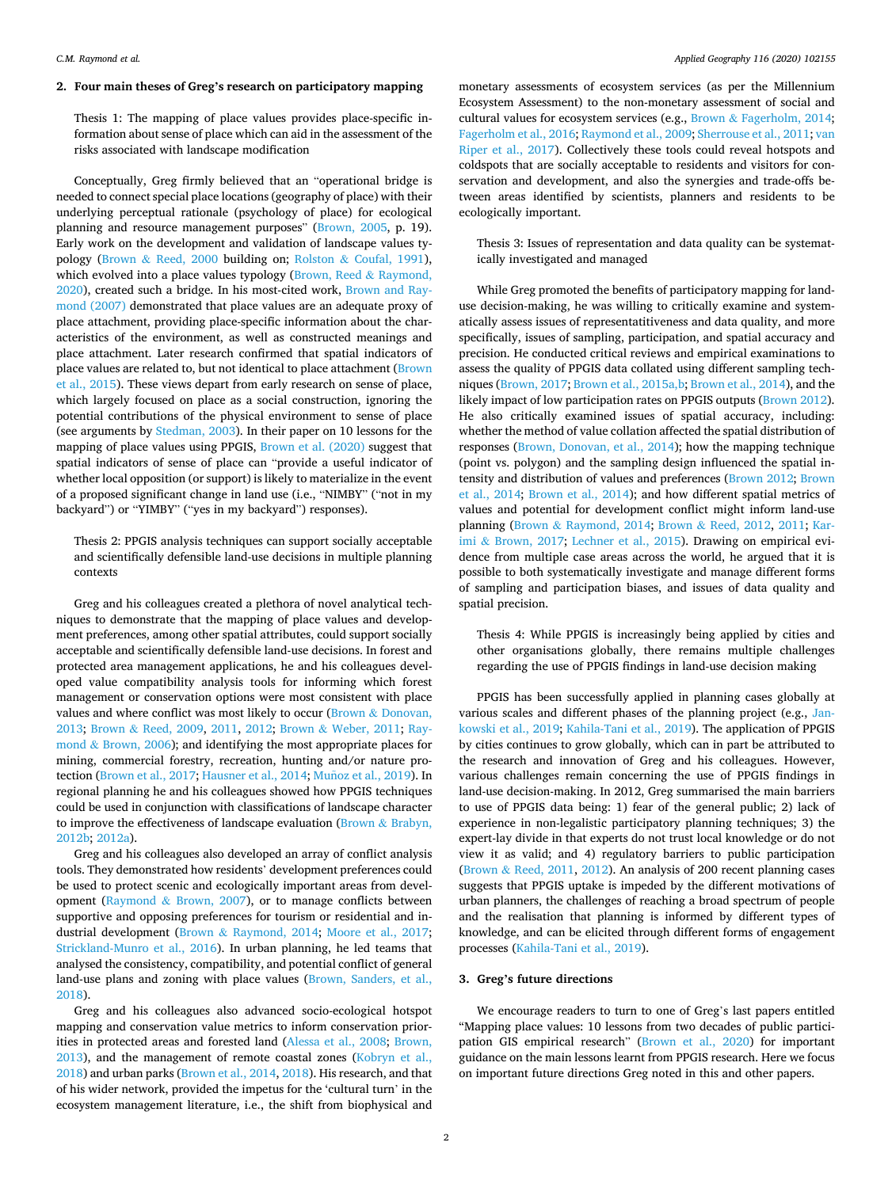## 2. Four main theses of Greg's research on participatory mapping

Thesis 1: The mapping of place values provides place-specific information about sense of place which can aid in the assessment of the risks associated with landscape modification

Conceptually, Greg firmly believed that an "operational bridge is needed to connect special place locations (geography of place) with their underlying perceptual rationale (psychology of place) for ecological planning and resource management purposes" (Brown, 2005, p. 19). Early work on the development and validation of landscape values typology (Brown & Reed, 2000 building on; Rolston & Coufal, 1991), which evolved into a place values typology (Brown, Reed & Raymond, 2020), created such a bridge. In his most-cited work, Brown and Raymond (2007) demonstrated that place values are an adequate proxy of place attachment, providing place-specific information about the characteristics of the environment, as well as constructed meanings and place attachment. Later research confirmed that spatial indicators of place values are related to, but not identical to place attachment (Brown et al., 2015). These views depart from early research on sense of place, which largely focused on place as a social construction, ignoring the potential contributions of the physical environment to sense of place (see arguments by Stedman, 2003). In their paper on 10 lessons for the mapping of place values using PPGIS, Brown et al. (2020) suggest that spatial indicators of sense of place can "provide a useful indicator of whether local opposition (or support) is likely to materialize in the event of a proposed significant change in land use (i.e., "NIMBY" ("not in my backyard") or "YIMBY" ("yes in my backyard") responses).

Thesis 2: PPGIS analysis techniques can support socially acceptable and scientifically defensible land-use decisions in multiple planning contexts

Greg and his colleagues created a plethora of novel analytical techniques to demonstrate that the mapping of place values and development preferences, among other spatial attributes, could support socially acceptable and scientifically defensible land-use decisions. In forest and protected area management applications, he and his colleagues developed value compatibility analysis tools for informing which forest management or conservation options were most consistent with place values and where conflict was most likely to occur (Brown & Donovan, 2013; Brown & Reed, 2009, 2011, 2012; Brown & Weber, 2011; Raymond & Brown, 2006); and identifying the most appropriate places for mining, commercial forestry, recreation, hunting and/or nature protection (Brown et al., 2017; Hausner et al., 2014; Muñoz et al., 2019). In regional planning he and his colleagues showed how PPGIS techniques could be used in conjunction with classifications of landscape character to improve the effectiveness of landscape evaluation (Brown & Brabyn, 2012b; 2012a).

Greg and his colleagues also developed an array of conflict analysis tools. They demonstrated how residents' development preferences could be used to protect scenic and ecologically important areas from development (Raymond & Brown, 2007), or to manage conflicts between supportive and opposing preferences for tourism or residential and industrial development (Brown & Raymond, 2014; Moore et al., 2017; Strickland-Munro et al., 2016). In urban planning, he led teams that analysed the consistency, compatibility, and potential conflict of general land-use plans and zoning with place values (Brown, Sanders, et al., 2018).

Greg and his colleagues also advanced socio-ecological hotspot mapping and conservation value metrics to inform conservation priorities in protected areas and forested land (Alessa et al., 2008; Brown, 2013), and the management of remote coastal zones (Kobryn et al., 2018) and urban parks (Brown et al., 2014, 2018). His research, and that of his wider network, provided the impetus for the 'cultural turn' in the ecosystem management literature, i.e., the shift from biophysical and monetary assessments of ecosystem services (as per the Millennium Ecosystem Assessment) to the non-monetary assessment of social and cultural values for ecosystem services (e.g., Brown & Fagerholm, 2014; Fagerholm et al., 2016; Raymond et al., 2009; Sherrouse et al., 2011; van Riper et al., 2017). Collectively these tools could reveal hotspots and coldspots that are socially acceptable to residents and visitors for conservation and development, and also the synergies and trade-offs between areas identified by scientists, planners and residents to be ecologically important.

Thesis 3: Issues of representation and data quality can be systematically investigated and managed

While Greg promoted the benefits of participatory mapping for land-use decision-making, he was willing to critically examine and systematically assess issues of representatitiveness and data quality, and more specifically, issues of sampling, participation, and spatial accuracy and precision. He conducted critical reviews and empirical examinations to assess the quality of PPGIS data collated using different sampling techniques (Brown, 2017; Brown et al., 2015a,b; Brown et al., 2014), and the likely impact of low participation rates on PPGIS outputs (Brown 2012). He also critically examined issues of spatial accuracy, including: whether the method of value collation affected the spatial distribution of responses (Brown, Donovan, et al., 2014); how the mapping technique (point vs. polygon) and the sampling design influenced the spatial intensity and distribution of values and preferences (Brown 2012; Brown et al., 2014; Brown et al., 2014); and how different spatial metrics of values and potential for development conflict might inform land-use planning (Brown & Raymond, 2014; Brown & Reed, 2012, 2011; Karimi & Brown, 2017; Lechner et al., 2015). Drawing on empirical evidence from multiple case areas across the world, he argued that it is possible to both systematically investigate and manage different forms of sampling and participation biases, and issues of data quality and spatial precision.

Thesis 4: While PPGIS is increasingly being applied by cities and other organisations globally, there remains multiple challenges regarding the use of PPGIS findings in land-use decision making

PPGIS has been successfully applied in planning cases globally at various scales and different phases of the planning project (e.g., Jankowski et al., 2019; Kahila-Tani et al., 2019). The application of PPGIS by cities continues to grow globally, which can in part be attributed to the research and innovation of Greg and his colleagues. However, various challenges remain concerning the use of PPGIS findings in land-use decision-making. In 2012, Greg summarised the main barriers to use of PPGIS data being: 1) fear of the general public; 2) lack of experience in non-legalistic participatory planning techniques; 3) the expert-lay divide in that experts do not trust local knowledge or do not view it as valid; and 4) regulatory barriers to public participation (Brown & Reed, 2011, 2012). An analysis of 200 recent planning cases suggests that PPGIS uptake is impeded by the different motivations of urban planners, the challenges of reaching a broad spectrum of people and the realisation that planning is informed by different types of knowledge, and can be elicited through different forms of engagement processes (Kahila-Tani et al., 2019).

## 3. Greg's future directions

We encourage readers to turn to one of Greg's last papers entitled "Mapping place values: 10 lessons from two decades of public participation GIS empirical research" (Brown et al., 2020) for important guidance on the main lessons learnt from PPGIS research. Here we focus on important future directions Greg noted in this and other papers.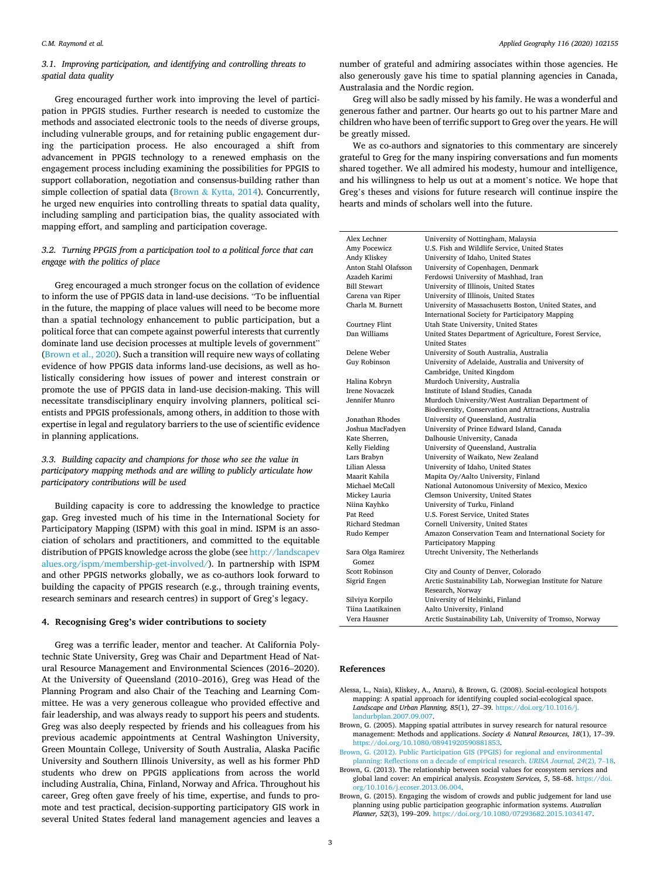### 3.1. Improving participation, and identifying and controlling threats to spatial data quality

Greg encouraged further work into improving the level of participation in PPGIS studies. Further research is needed to customize the methods and associated electronic tools to the needs of diverse groups, including vulnerable groups, and for retaining public engagement during the participation process. He also encouraged a shift from advancement in PPGIS technology to a renewed emphasis on the engagement process including examining the possibilities for PPGIS to support collaboration, negotiation and consensus-building rather than simple collection of spatial data (Brown & Kytta, 2014). Concurrently, he urged new enquiries into controlling threats to spatial data quality, including sampling and participation bias, the quality associated with mapping effort, and sampling and participation coverage.

### 3.2. Turning PPGIS from a participation tool to a political force that can engage with the politics of place

Greg encouraged a much stronger focus on the collation of evidence to inform the use of PPGIS data in land-use decisions. "To be influential in the future, the mapping of place values will need to be become more than a spatial technology enhancement to public participation, but a political force that can compete against powerful interests that currently dominate land use decision processes at multiple levels of government" (Brown et al., 2020). Such a transition will require new ways of collating evidence of how PPGIS data informs land-use decisions, as well as holistically considering how issues of power and interest constrain or promote the use of PPGIS data in land-use decision-making. This will necessitate transdisciplinary enquiry involving planners, political scientists and PPGIS professionals, among others, in addition to those with expertise in legal and regulatory barriers to the use of scientific evidence in planning applications.

### 3.3. Building capacity and champions for those who see the value in participatory mapping methods and are willing to publicly articulate how participatory contributions will be used

Building capacity is core to addressing the knowledge to practice gap. Greg invested much of his time in the International Society for Participatory Mapping (ISPM) with this goal in mind. ISPM is an association of scholars and practitioners, and committed to the equitable distribution of PPGIS knowledge across the globe (see http://landscapevalues.org/ispm/membership-get-involved/). In partnership with ISPM and other PPGIS networks globally, we as co-authors look forward to building the capacity of PPGIS research (e.g., through training events, research seminars and research centres) in support of Greg's legacy.

## 4. Recognising Greg's wider contributions to society

Greg was a terrific leader, mentor and teacher. At California Polytechnic State University, Greg was Chair and Department Head of Natural Resource Management and Environmental Sciences (2016–2020). At the University of Queensland (2010–2016), Greg was Head of the Planning Program and also Chair of the Teaching and Learning Committee. He was a very generous colleague who provided effective and fair leadership, and was always ready to support his peers and students. Greg was also deeply respected by friends and his colleagues from his previous academic appointments at Central Washington University, Green Mountain College, University of South Australia, Alaska Pacific University and Southern Illinois University, as well as his former PhD students who drew on PPGIS applications from across the world including Australia, China, Finland, Norway and Africa. Throughout his career, Greg often gave freely of his time, expertise, and funds to promote and test practical, decision-supporting participatory GIS work in several United States federal land management agencies and leaves a number of grateful and admiring associates within those agencies. He also generously gave his time to spatial planning agencies in Canada, Australasia and the Nordic region.

Greg will also be sadly missed by his family. He was a wonderful and generous father and partner. Our hearts go out to his partner Mare and children who have been of terrific support to Greg over the years. He will be greatly missed.

We as co-authors and signatories to this commentary are sincerely grateful to Greg for the many inspiring conversations and fun moments shared together. We all admired his modesty, humour and intelligence, and his willingness to help us out at a moment's notice. We hope that Greg's theses and visions for future research will continue inspire the hearts and minds of scholars well into the future.

| | |
|---|---|
| Alex Lechner | University of Nottingham, Malaysia |
| Amy Pocewicz | U.S. Fish and Wildlife Service, United States |
| Andy Kliskey | University of Idaho, United States |
| Anton Stahl Olafsson | University of Copenhagen, Denmark |
| Azadeh Karimi | Ferdowsi University of Mashhad, Iran |
| Bill Stewart | University of Illinois, United States |
| Carena van Riper | University of Illinois, United States |
| Charla M. Burnett | University of Massachusetts Boston, United States, and International Society for Participatory Mapping |
| Courtney Flint | Utah State University, United States |
| Dan Williams | United States Department of Agriculture, Forest Service, United States |
| Delene Weber | University of South Australia, Australia |
| Guy Robinson | University of Adelaide, Australia and University of Cambridge, United Kingdom |
| Halina Kobryn | Murdoch University, Australia |
| Irene Novaczek | Institute of Island Studies, Canada |
| Jennifer Munro | Murdoch University/West Australian Department of Biodiversity, Conservation and Attractions, Australia |
| Jonathan Rhodes | University of Queensland, Australia |
| Joshua MacFadyen | University of Prince Edward Island, Canada |
| Kate Sherren, | Dalhousie University, Canada |
| Kelly Fielding | University of Queensland, Australia |
| Lars Brabyn | University of Waikato, New Zealand |
| Lilian Alessa | University of Idaho, United States |
| Maarit Kahila | Mapita Oy/Aalto University, Finland |
| Michael McCall | National Autonomous University of Mexico, Mexico |
| Mickey Lauria | Clemson University, United States |
| Niina Kayhko | University of Turku, Finland |
| Pat Reed | U.S. Forest Service, United States |
| Richard Stedman | Cornell University, United States |
| Rudo Kemper | Amazon Conservation Team and International Society for Participatory Mapping |
| Sara Olga Ramirez Gomez | Utrecht University, The Netherlands |
| Scott Robinson | City and County of Denver, Colorado |
| Sigrid Engen | Arctic Sustainability Lab, Norwegian Institute for Nature Research, Norway |
| Silviya Korpilo | University of Helsinki, Finland |
| Tiina Laatikainen | Aalto University, Finland |
| Vera Hausner | Arctic Sustainability Lab, University of Tromso, Norway |

## References

Alessa, L., Naia), Kliskey, A., Anaru), & Brown, G. (2008). Social-ecological hotspots mapping: A spatial approach for identifying coupled social-ecological space. *Landscape and Urban Planning, 85*(1), 27–39. https://doi.org/10.1016/j.landurbplan.2007.09.007.

Brown, G. (2005). Mapping spatial attributes in survey research for natural resource management: Methods and applications. *Society & Natural Resources, 18*(1), 17–39. https://doi.org/10.1080/08941920590881853.

Brown, G. (2012). Public Participation GIS (PPGIS) for regional and environmental planning: Reflections on a decade of empirical research. *URISA Journal, 24*(2), 7–18.

Brown, G. (2013). The relationship between social values for ecosystem services and global land cover: An empirical analysis. *Ecosystem Services, 5*, 58–68. https://doi.org/10.1016/j.ecoser.2013.06.004.

Brown, G. (2015). Engaging the wisdom of crowds and public judgement for land use planning using public participation geographic information systems. *Australian Planner, 52*(3), 199–209. https://doi.org/10.1080/07293682.2015.1034147.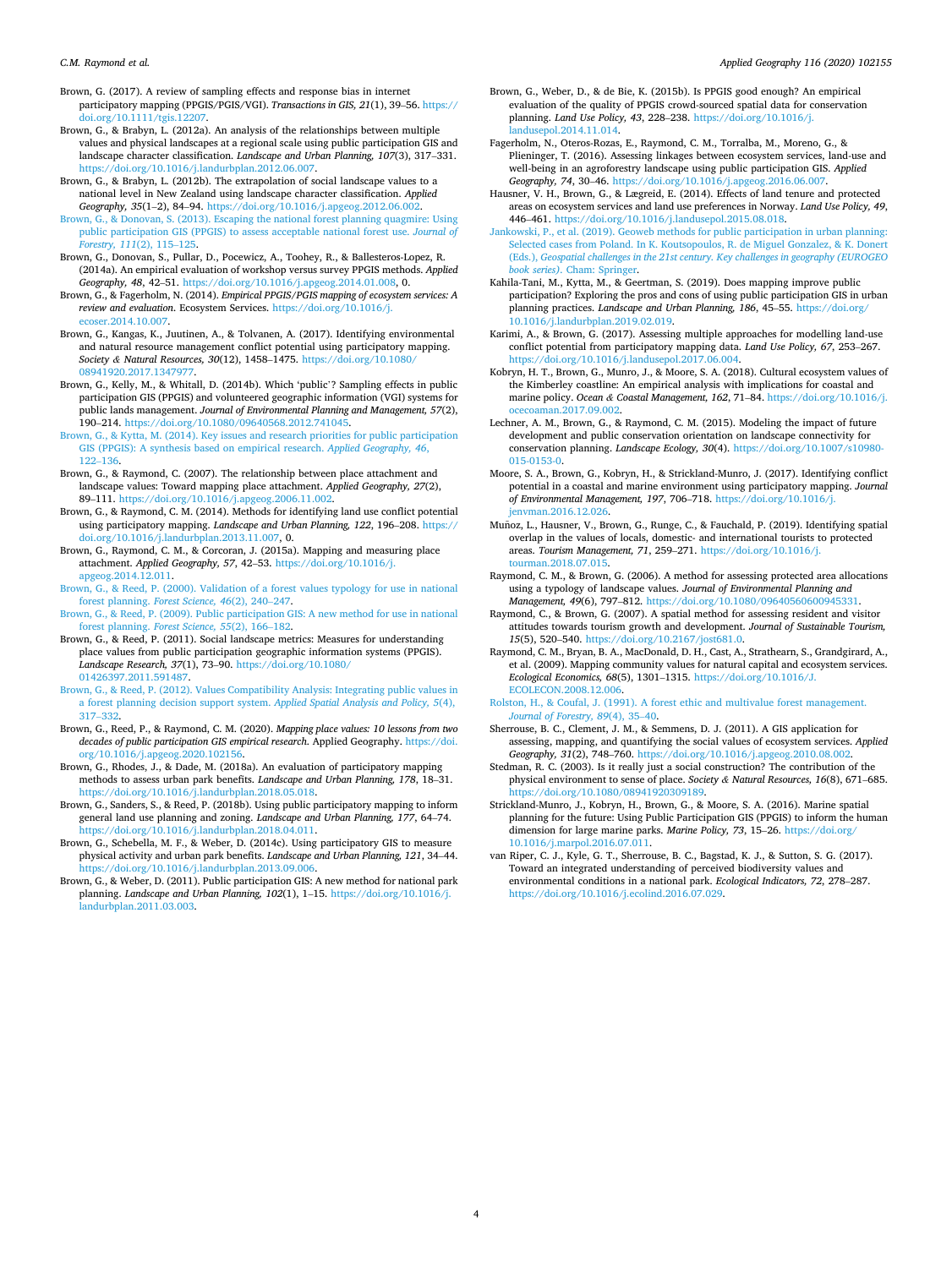Brown, G. (2017). A review of sampling effects and response bias in internet participatory mapping (PPGIS/PGIS/VGI). *Transactions in GIS, 21*(1), 39–56. https://doi.org/10.1111/tgis.12207.

Brown, G., & Brabyn, L. (2012a). An analysis of the relationships between multiple values and physical landscapes at a regional scale using public participation GIS and landscape character classification. *Landscape and Urban Planning, 107*(3), 317–331. https://doi.org/10.1016/j.landurbplan.2012.06.007.

Brown, G., & Brabyn, L. (2012b). The extrapolation of social landscape values to a national level in New Zealand using landscape character classification. *Applied Geography, 35*(1–2), 84–94. https://doi.org/10.1016/j.apgeog.2012.06.002.

Brown, G., & Donovan, S. (2013). Escaping the national forest planning quagmire: Using public participation GIS (PPGIS) to assess acceptable national forest use. *Journal of Forestry, 111*(2), 115–125.

Brown, G., Donovan, S., Pullar, D., Pocewicz, A., Toohey, R., & Ballesteros-Lopez, R. (2014a). An empirical evaluation of workshop versus survey PPGIS methods. *Applied Geography, 48*, 42–51. https://doi.org/10.1016/j.apgeog.2014.01.008, 0.

Brown, G., & Fagerholm, N. (2014). *Empirical PPGIS/PGIS mapping of ecosystem services: A review and evaluation*. Ecosystem Services. https://doi.org/10.1016/j.ecoser.2014.10.007.

Brown, G., Kangas, K., Juutinen, A., & Tolvanen, A. (2017). Identifying environmental and natural resource management conflict potential using participatory mapping. *Society & Natural Resources, 30*(12), 1458–1475. https://doi.org/10.1080/08941920.2017.1347977.

Brown, G., Kelly, M., & Whitall, D. (2014b). Which 'public'? Sampling effects in public participation GIS (PPGIS) and volunteered geographic information (VGI) systems for public lands management. *Journal of Environmental Planning and Management, 57*(2), 190–214. https://doi.org/10.1080/09640568.2012.741045.

Brown, G., & Kytta, M. (2014). Key issues and research priorities for public participation GIS (PPGIS): A synthesis based on empirical research. *Applied Geography, 46*, 122–136.

Brown, G., & Raymond, C. (2007). The relationship between place attachment and landscape values: Toward mapping place attachment. *Applied Geography, 27*(2), 89–111. https://doi.org/10.1016/j.apgeog.2006.11.002.

Brown, G., & Raymond, C. M. (2014). Methods for identifying land use conflict potential using participatory mapping. *Landscape and Urban Planning, 122*, 196–208. https://doi.org/10.1016/j.landurbplan.2013.11.007, 0.

Brown, G., Raymond, C. M., & Corcoran, J. (2015a). Mapping and measuring place attachment. *Applied Geography, 57*, 42–53. https://doi.org/10.1016/j.apgeog.2014.12.011.

Brown, G., & Reed, P. (2000). Validation of a forest values typology for use in national forest planning. *Forest Science, 46*(2), 240–247.

Brown, G., & Reed, P. (2009). Public participation GIS: A new method for use in national forest planning. *Forest Science, 55*(2), 166–182.

Brown, G., & Reed, P. (2011). Social landscape metrics: Measures for understanding place values from public participation geographic information systems (PPGIS). *Landscape Research, 37*(1), 73–90. https://doi.org/10.1080/01426397.2011.591487.

Brown, G., & Reed, P. (2012). Values Compatibility Analysis: Integrating public values in a forest planning decision support system. *Applied Spatial Analysis and Policy, 5*(4), 317–332.

Brown, G., Reed, P., & Raymond, C. M. (2020). *Mapping place values: 10 lessons from two decades of public participation GIS empirical research*. Applied Geography. https://doi.org/10.1016/j.apgeog.2020.102156.

Brown, G., Rhodes, J., & Dade, M. (2018a). An evaluation of participatory mapping methods to assess urban park benefits. *Landscape and Urban Planning, 178*, 18–31. https://doi.org/10.1016/j.landurbplan.2018.05.018.

Brown, G., Sanders, S., & Reed, P. (2018b). Using public participatory mapping to inform general land use planning and zoning. *Landscape and Urban Planning, 177*, 64–74. https://doi.org/10.1016/j.landurbplan.2018.04.011.

Brown, G., Schebella, M. F., & Weber, D. (2014c). Using participatory GIS to measure physical activity and urban park benefits. *Landscape and Urban Planning, 121*, 34–44. https://doi.org/10.1016/j.landurbplan.2013.09.006.

Brown, G., & Weber, D. (2011). Public participation GIS: A new method for national park planning. *Landscape and Urban Planning, 102*(1), 1–15. https://doi.org/10.1016/j.landurbplan.2011.03.003.

Brown, G., Weber, D., & de Bie, K. (2015b). Is PPGIS good enough? An empirical evaluation of the quality of PPGIS crowd-sourced spatial data for conservation planning. *Land Use Policy, 43*, 228–238. https://doi.org/10.1016/j.landusepol.2014.11.014.

Fagerholm, N., Oteros-Rozas, E., Raymond, C. M., Torralba, M., Moreno, G., & Plieninger, T. (2016). Assessing linkages between ecosystem services, land-use and well-being in an agroforestry landscape using public participation GIS. *Applied Geography, 74*, 30–46. https://doi.org/10.1016/j.apgeog.2016.06.007.

Hausner, V. H., Brown, G., & Lægreid, E. (2014). Effects of land tenure and protected areas on ecosystem services and land use preferences in Norway. *Land Use Policy, 49*, 446–461. https://doi.org/10.1016/j.landusepol.2015.08.018.

Jankowski, P., et al. (2019). Geoweb methods for public participation in urban planning: Selected cases from Poland. In K. Koutsopoulos, R. de Miguel Gonzalez, & K. Donert (Eds.), *Geospatial challenges in the 21st century. Key challenges in geography (EUROGEO book series)*. Cham: Springer.

Kahila-Tani, M., Kytta, M., & Geertman, S. (2019). Does mapping improve public participation? Exploring the pros and cons of using public participation GIS in urban planning practices. *Landscape and Urban Planning, 186*, 45–55. https://doi.org/10.1016/j.landurbplan.2019.02.019.

Karimi, A., & Brown, G. (2017). Assessing multiple approaches for modelling land-use conflict potential from participatory mapping data. *Land Use Policy, 67*, 253–267. https://doi.org/10.1016/j.landusepol.2017.06.004.

Kobryn, H. T., Brown, G., Munro, J., & Moore, S. A. (2018). Cultural ecosystem values of the Kimberley coastline: An empirical analysis with implications for coastal and marine policy. *Ocean & Coastal Management, 162*, 71–84. https://doi.org/10.1016/j.ocecoaman.2017.09.002.

Lechner, A. M., Brown, G., & Raymond, C. M. (2015). Modeling the impact of future development and public conservation orientation on landscape connectivity for conservation planning. *Landscape Ecology, 30*(4). https://doi.org/10.1007/s10980-015-0153-0.

Moore, S. A., Brown, G., Kobryn, H., & Strickland-Munro, J. (2017). Identifying conflict potential in a coastal and marine environment using participatory mapping. *Journal of Environmental Management, 197*, 706–718. https://doi.org/10.1016/j.jenvman.2016.12.026.

Muñoz, L., Hausner, V., Brown, G., Runge, C., & Fauchald, P. (2019). Identifying spatial overlap in the values of locals, domestic- and international tourists to protected areas. *Tourism Management, 71*, 259–271. https://doi.org/10.1016/j.tourman.2018.07.015.

Raymond, C. M., & Brown, G. (2006). A method for assessing protected area allocations using a typology of landscape values. *Journal of Environmental Planning and Management, 49*(6), 797–812. https://doi.org/10.1080/09640560600945331.

Raymond, C., & Brown, G. (2007). A spatial method for assessing resident and visitor attitudes towards tourism growth and development. *Journal of Sustainable Tourism, 15*(5), 520–540. https://doi.org/10.2167/jost681.0.

Raymond, C. M., Bryan, B. A., MacDonald, D. H., Cast, A., Strathearn, S., Grandgirard, A., et al. (2009). Mapping community values for natural capital and ecosystem services. *Ecological Economics, 68*(5), 1301–1315. https://doi.org/10.1016/J.ECOLECON.2008.12.006.

Rolston, H., & Coufal, J. (1991). A forest ethic and multivalue forest management. *Journal of Forestry, 89*(4), 35–40.

Sherrouse, B. C., Clement, J. M., & Semmens, D. J. (2011). A GIS application for assessing, mapping, and quantifying the social values of ecosystem services. *Applied Geography, 31*(2), 748–760. https://doi.org/10.1016/j.apgeog.2010.08.002.

Stedman, R. C. (2003). Is it really just a social construction? The contribution of the physical environment to sense of place. *Society & Natural Resources, 16*(8), 671–685. https://doi.org/10.1080/08941920309189.

Strickland-Munro, J., Kobryn, H., Brown, G., & Moore, S. A. (2016). Marine spatial planning for the future: Using Public Participation GIS (PPGIS) to inform the human dimension for large marine parks. *Marine Policy, 73*, 15–26. https://doi.org/10.1016/j.marpol.2016.07.011.

van Riper, C. J., Kyle, G. T., Sherrouse, B. C., Bagstad, K. J., & Sutton, S. G. (2017). Toward an integrated understanding of perceived biodiversity values and environmental conditions in a national park. *Ecological Indicators, 72*, 278–287. https://doi.org/10.1016/j.ecolind.2016.07.029.